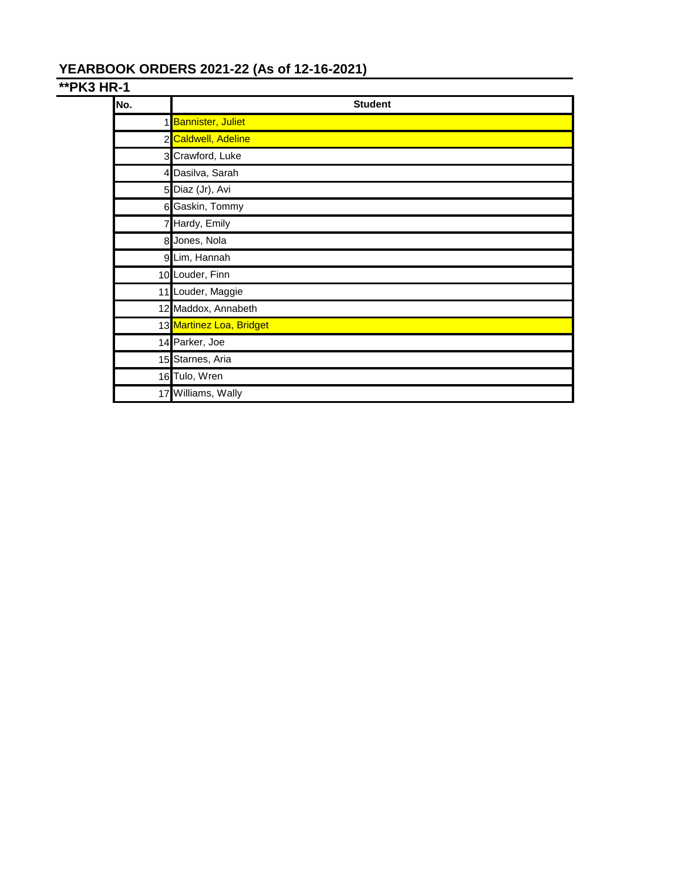## YEARBOOK ORDERS 2021-22 (As of 12-16-2021)

### **PK3 HR-1

| No. | Student |
|---|---|
| 1 | Bannister, Juliet |
| 2 | Caldwell, Adeline |
| 3 | Crawford, Luke |
| 4 | Dasilva, Sarah |
| 5 | Diaz (Jr), Avi |
| 6 | Gaskin, Tommy |
| 7 | Hardy, Emily |
| 8 | Jones, Nola |
| 9 | Lim, Hannah |
| 10 | Louder, Finn |
| 11 | Louder, Maggie |
| 12 | Maddox, Annabeth |
| 13 | Martinez Loa, Bridget |
| 14 | Parker, Joe |
| 15 | Starnes, Aria |
| 16 | Tulo, Wren |
| 17 | Williams, Wally |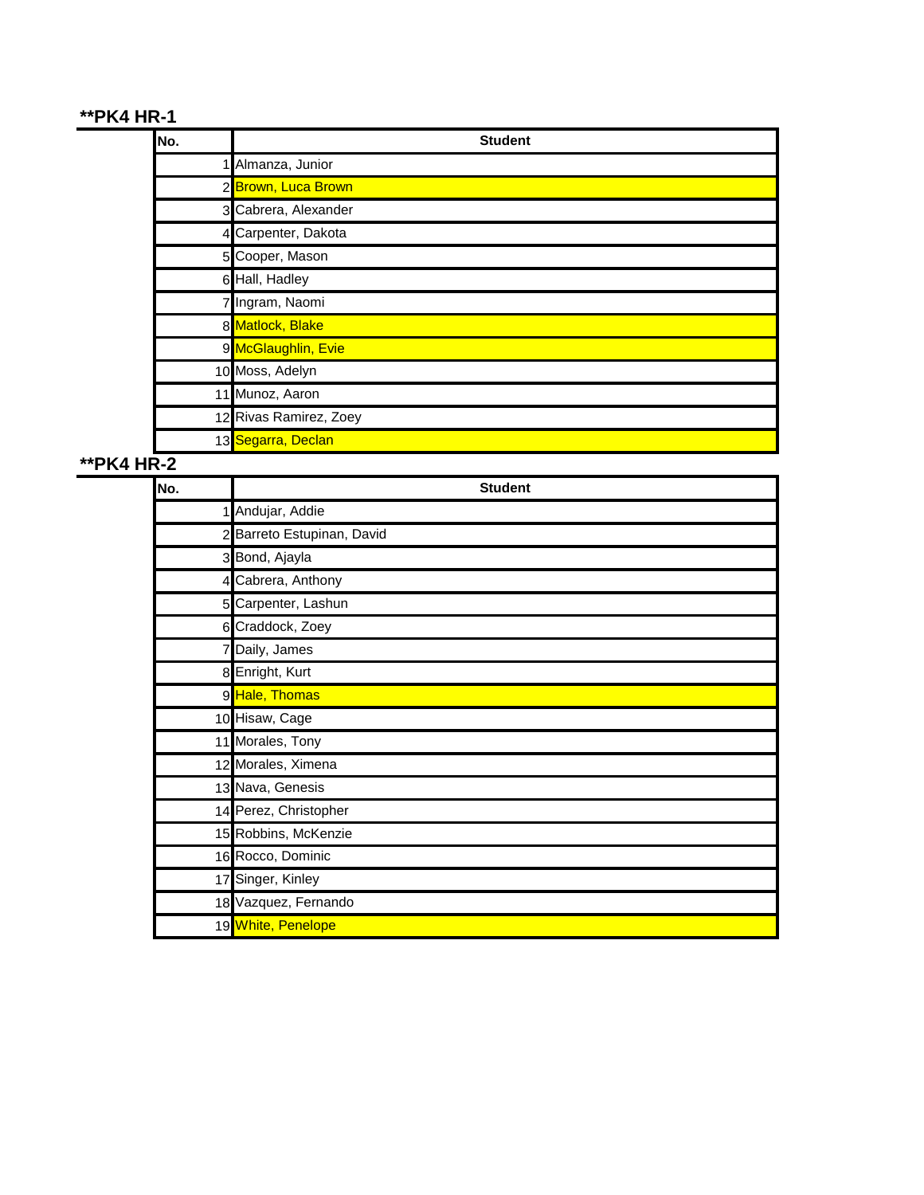**PK4 HR-1

| No. | Student |
| --- | --- |
| 1 | Almanza, Junior |
| 2 | Brown, Luca Brown |
| 3 | Cabrera, Alexander |
| 4 | Carpenter, Dakota |
| 5 | Cooper, Mason |
| 6 | Hall, Hadley |
| 7 | Ingram, Naomi |
| 8 | Matlock, Blake |
| 9 | McGlaughlin, Evie |
| 10 | Moss, Adelyn |
| 11 | Munoz, Aaron |
| 12 | Rivas Ramirez, Zoey |
| 13 | Segarra, Declan |

**PK4 HR-2

| No. | Student |
| --- | --- |
| 1 | Andujar, Addie |
| 2 | Barreto Estupinan, David |
| 3 | Bond, Ajayla |
| 4 | Cabrera, Anthony |
| 5 | Carpenter, Lashun |
| 6 | Craddock, Zoey |
| 7 | Daily, James |
| 8 | Enright, Kurt |
| 9 | Hale, Thomas |
| 10 | Hisaw, Cage |
| 11 | Morales, Tony |
| 12 | Morales, Ximena |
| 13 | Nava, Genesis |
| 14 | Perez, Christopher |
| 15 | Robbins, McKenzie |
| 16 | Rocco, Dominic |
| 17 | Singer, Kinley |
| 18 | Vazquez, Fernando |
| 19 | White, Penelope |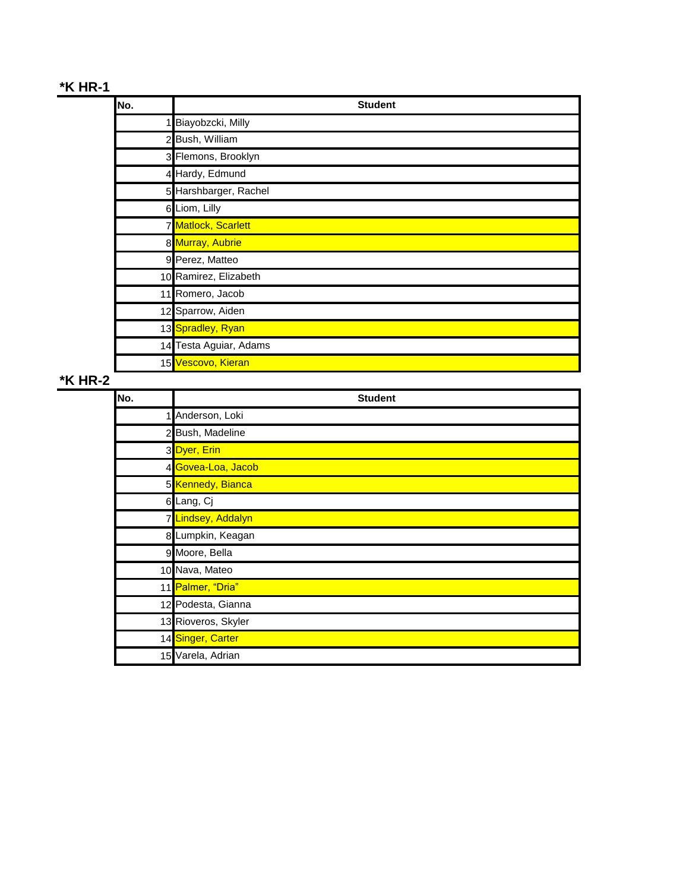## *K HR-1

| No. | Student |
|---|---|
| 1 | Biayobzcki, Milly |
| 2 | Bush, William |
| 3 | Flemons, Brooklyn |
| 4 | Hardy, Edmund |
| 5 | Harshbarger, Rachel |
| 6 | Liom, Lilly |
| 7 | Matlock, Scarlett |
| 8 | Murray, Aubrie |
| 9 | Perez, Matteo |
| 10 | Ramirez, Elizabeth |
| 11 | Romero, Jacob |
| 12 | Sparrow, Aiden |
| 13 | Spradley, Ryan |
| 14 | Testa Aguiar, Adams |
| 15 | Vescovo, Kieran |

## *K HR-2

| No. | Student |
|---|---|
| 1 | Anderson, Loki |
| 2 | Bush, Madeline |
| 3 | Dyer, Erin |
| 4 | Govea-Loa, Jacob |
| 5 | Kennedy, Bianca |
| 6 | Lang, Cj |
| 7 | Lindsey, Addalyn |
| 8 | Lumpkin, Keagan |
| 9 | Moore, Bella |
| 10 | Nava, Mateo |
| 11 | Palmer, "Dria" |
| 12 | Podesta, Gianna |
| 13 | Rioveros, Skyler |
| 14 | Singer, Carter |
| 15 | Varela, Adrian |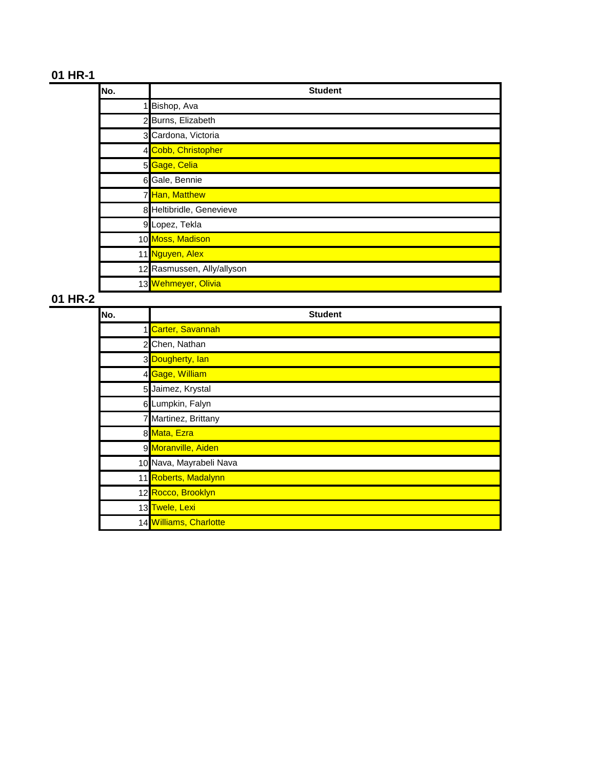### 01 HR-1

| No. | Student |
|---|---|
| 1 | Bishop, Ava |
| 2 | Burns, Elizabeth |
| 3 | Cardona, Victoria |
| 4 | Cobb, Christopher |
| 5 | Gage, Celia |
| 6 | Gale, Bennie |
| 7 | Han, Matthew |
| 8 | Heltibridle, Genevieve |
| 9 | Lopez, Tekla |
| 10 | Moss, Madison |
| 11 | Nguyen, Alex |
| 12 | Rasmussen, Ally/allyson |
| 13 | Wehmeyer, Olivia |

### 01 HR-2

| No. | Student |
|---|---|
| 1 | Carter, Savannah |
| 2 | Chen, Nathan |
| 3 | Dougherty, Ian |
| 4 | Gage, William |
| 5 | Jaimez, Krystal |
| 6 | Lumpkin, Falyn |
| 7 | Martinez, Brittany |
| 8 | Mata, Ezra |
| 9 | Moranville, Aiden |
| 10 | Nava, Mayrabeli Nava |
| 11 | Roberts, Madalynn |
| 12 | Rocco, Brooklyn |
| 13 | Twele, Lexi |
| 14 | Williams, Charlotte |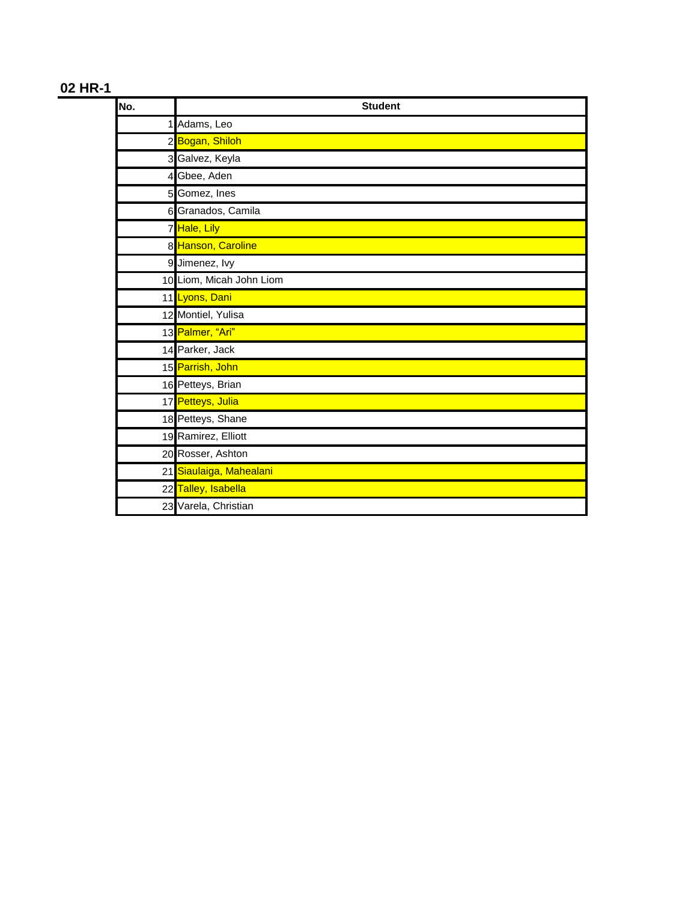## 02 HR-1

| No. | Student |
|---|---|
| 1 | Adams, Leo |
| 2 | Bogan, Shiloh |
| 3 | Galvez, Keyla |
| 4 | Gbee, Aden |
| 5 | Gomez, Ines |
| 6 | Granados, Camila |
| 7 | Hale, Lily |
| 8 | Hanson, Caroline |
| 9 | Jimenez, Ivy |
| 10 | Liom, Micah John Liom |
| 11 | Lyons, Dani |
| 12 | Montiel, Yulisa |
| 13 | Palmer, “Ari” |
| 14 | Parker, Jack |
| 15 | Parrish, John |
| 16 | Petteys, Brian |
| 17 | Petteys, Julia |
| 18 | Petteys, Shane |
| 19 | Ramirez, Elliott |
| 20 | Rosser, Ashton |
| 21 | Siaulaiga, Mahealani |
| 22 | Talley, Isabella |
| 23 | Varela, Christian |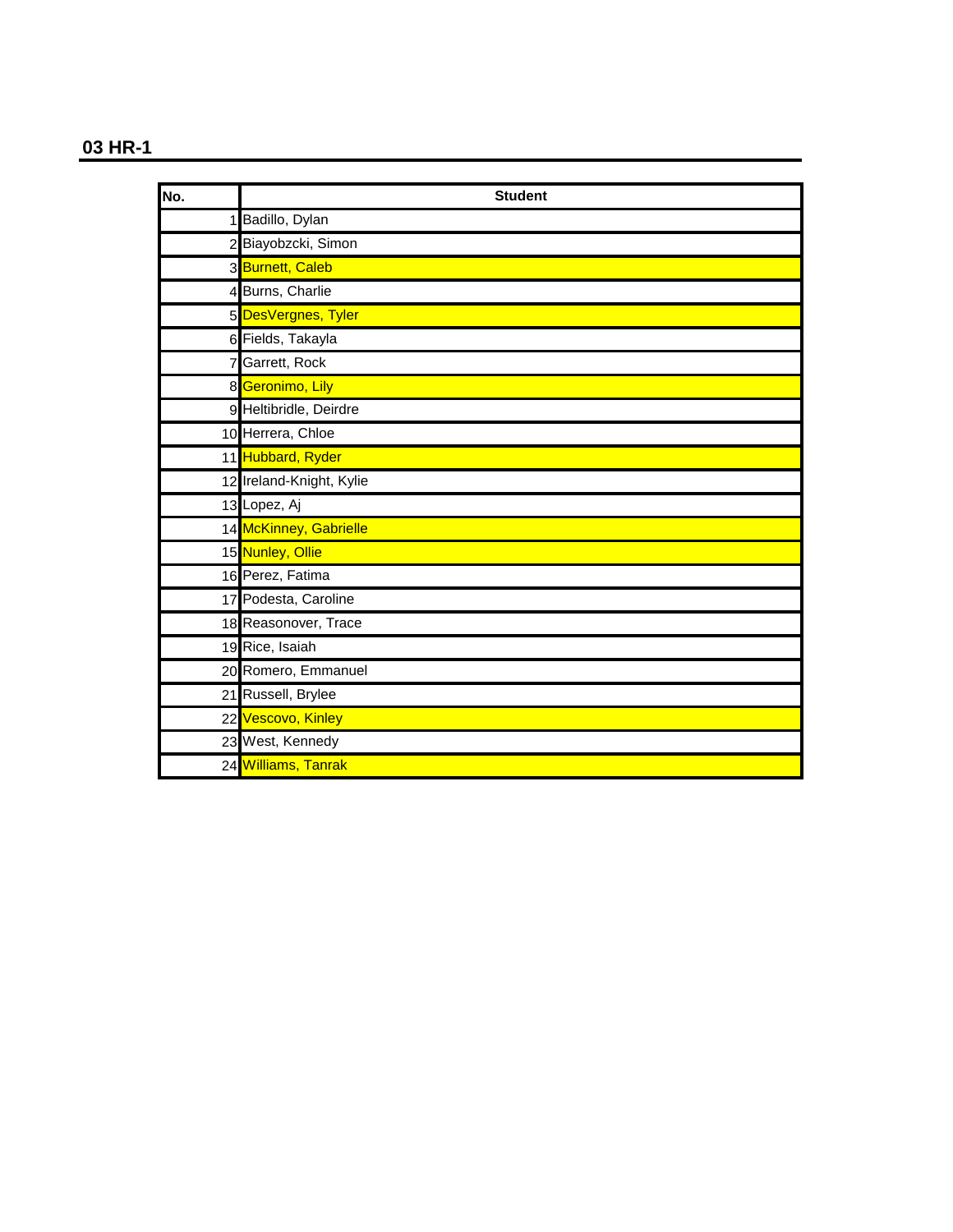## 03 HR-1

| No. | Student |
|---|---|
| 1 | Badillo, Dylan |
| 2 | Biayobzcki, Simon |
| 3 | Burnett, Caleb |
| 4 | Burns, Charlie |
| 5 | DesVergnes, Tyler |
| 6 | Fields, Takayla |
| 7 | Garrett, Rock |
| 8 | Geronimo, Lily |
| 9 | Heltibridle, Deirdre |
| 10 | Herrera, Chloe |
| 11 | Hubbard, Ryder |
| 12 | Ireland-Knight, Kylie |
| 13 | Lopez, Aj |
| 14 | McKinney, Gabrielle |
| 15 | Nunley, Ollie |
| 16 | Perez, Fatima |
| 17 | Podesta, Caroline |
| 18 | Reasonover, Trace |
| 19 | Rice, Isaiah |
| 20 | Romero, Emmanuel |
| 21 | Russell, Brylee |
| 22 | Vescovo, Kinley |
| 23 | West, Kennedy |
| 24 | Williams, Tanrak |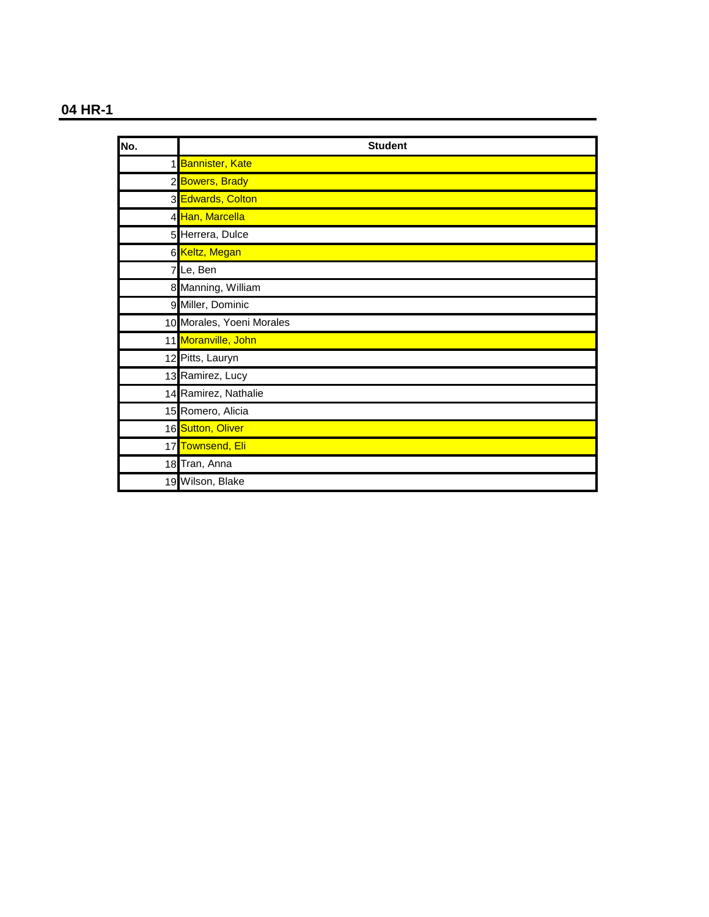## 04 HR-1

| No. | Student |
|---|---|
| 1 | Bannister, Kate |
| 2 | Bowers, Brady |
| 3 | Edwards, Colton |
| 4 | Han, Marcella |
| 5 | Herrera, Dulce |
| 6 | Keltz, Megan |
| 7 | Le, Ben |
| 8 | Manning, William |
| 9 | Miller, Dominic |
| 10 | Morales, Yoeni Morales |
| 11 | Moranville, John |
| 12 | Pitts, Lauryn |
| 13 | Ramirez, Lucy |
| 14 | Ramirez, Nathalie |
| 15 | Romero, Alicia |
| 16 | Sutton, Oliver |
| 17 | Townsend, Eli |
| 18 | Tran, Anna |
| 19 | Wilson, Blake |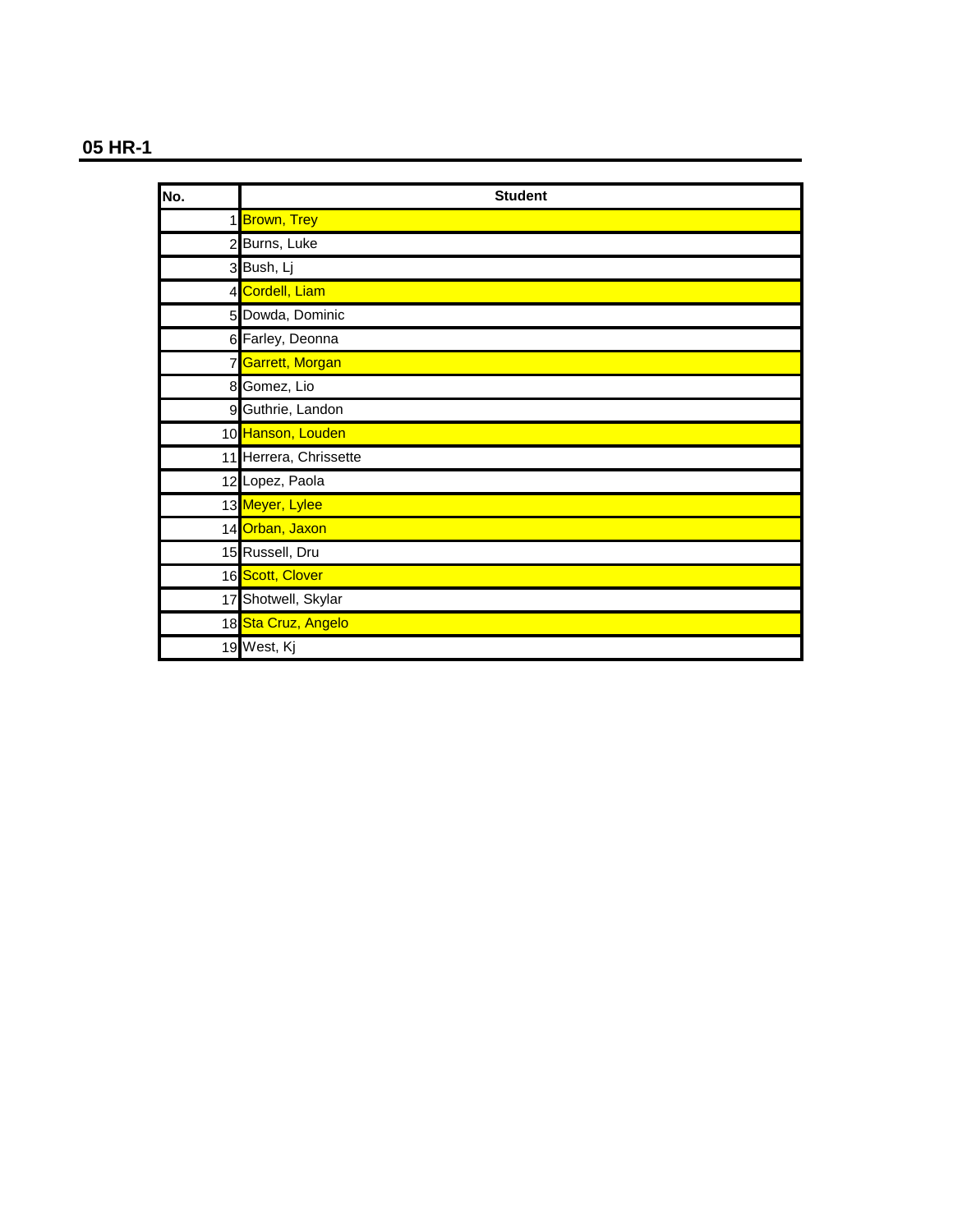## 05 HR-1

| No. | Student |
|---|---|
| 1 | Brown, Trey |
| 2 | Burns, Luke |
| 3 | Bush, Lj |
| 4 | Cordell, Liam |
| 5 | Dowda, Dominic |
| 6 | Farley, Deonna |
| 7 | Garrett, Morgan |
| 8 | Gomez, Lio |
| 9 | Guthrie, Landon |
| 10 | Hanson, Louden |
| 11 | Herrera, Chrissette |
| 12 | Lopez, Paola |
| 13 | Meyer, Lylee |
| 14 | Orban, Jaxon |
| 15 | Russell, Dru |
| 16 | Scott, Clover |
| 17 | Shotwell, Skylar |
| 18 | Sta Cruz, Angelo |
| 19 | West, Kj |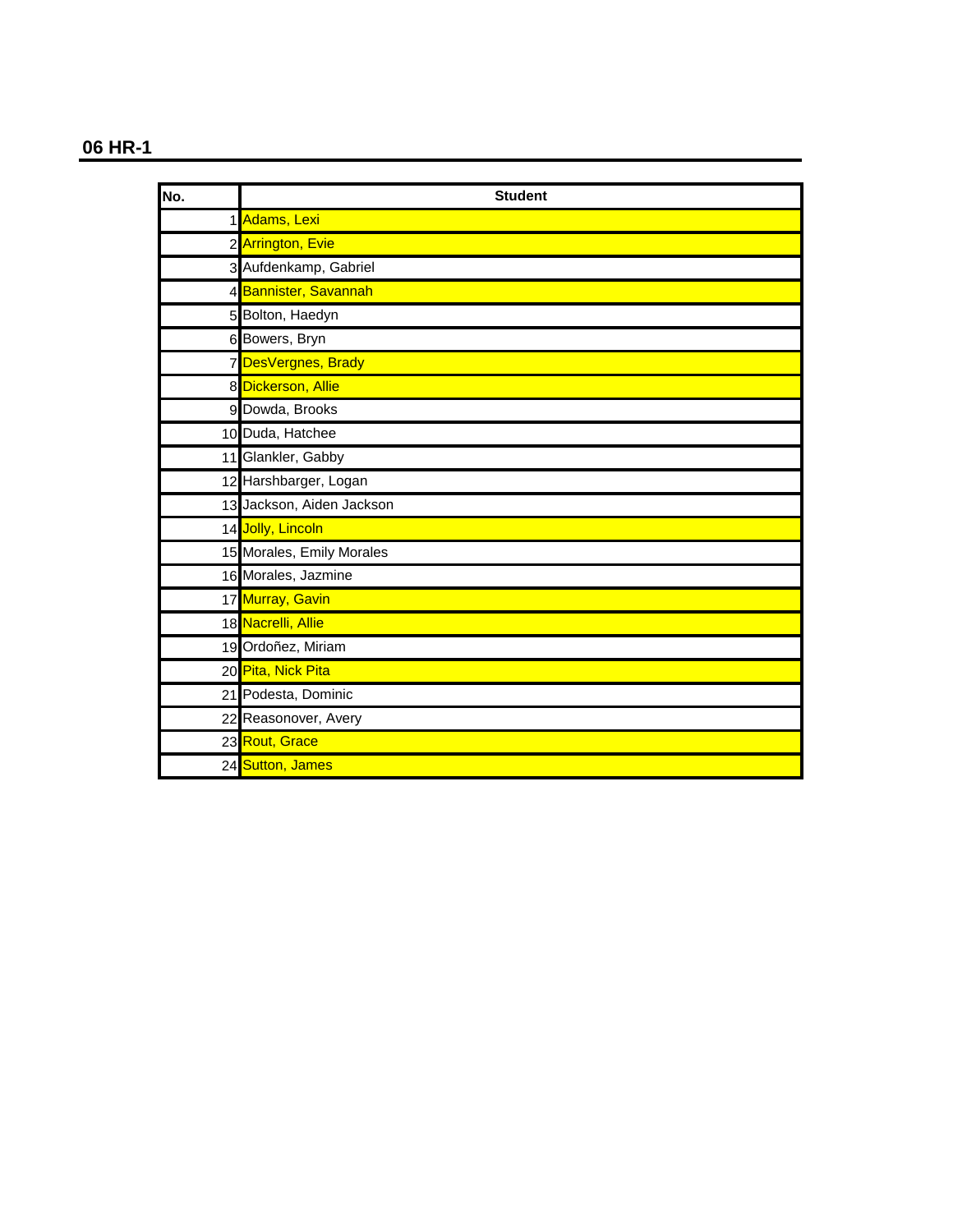## 06 HR-1

| No. | Student |
|---|---|
| 1 | Adams, Lexi |
| 2 | Arrington, Evie |
| 3 | Aufdenkamp, Gabriel |
| 4 | Bannister, Savannah |
| 5 | Bolton, Haedyn |
| 6 | Bowers, Bryn |
| 7 | DesVergnes, Brady |
| 8 | Dickerson, Allie |
| 9 | Dowda, Brooks |
| 10 | Duda, Hatchee |
| 11 | Glankler, Gabby |
| 12 | Harshbarger, Logan |
| 13 | Jackson, Aiden Jackson |
| 14 | Jolly, Lincoln |
| 15 | Morales, Emily Morales |
| 16 | Morales, Jazmine |
| 17 | Murray, Gavin |
| 18 | Nacrelli, Allie |
| 19 | Ordoñez, Miriam |
| 20 | Pita, Nick Pita |
| 21 | Podesta, Dominic |
| 22 | Reasonover, Avery |
| 23 | Rout, Grace |
| 24 | Sutton, James |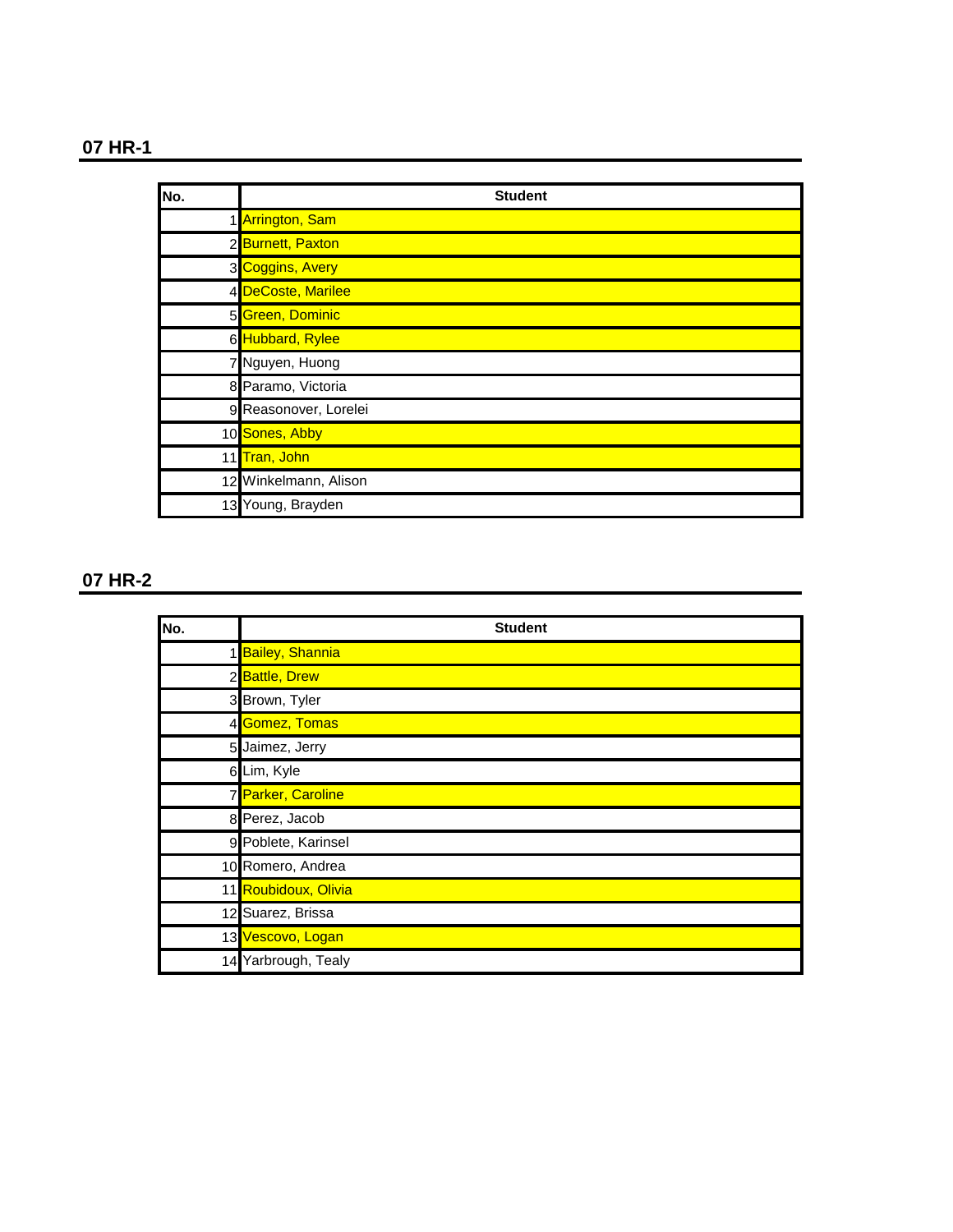## 07 HR-1

| No. | Student |
|---|---|
| 1 | Arrington, Sam |
| 2 | Burnett, Paxton |
| 3 | Coggins, Avery |
| 4 | DeCoste, Marilee |
| 5 | Green, Dominic |
| 6 | Hubbard, Rylee |
| 7 | Nguyen, Huong |
| 8 | Paramo, Victoria |
| 9 | Reasonover, Lorelei |
| 10 | Sones, Abby |
| 11 | Tran, John |
| 12 | Winkelmann, Alison |
| 13 | Young, Brayden |

## 07 HR-2

| No. | Student |
|---|---|
| 1 | Bailey, Shannia |
| 2 | Battle, Drew |
| 3 | Brown, Tyler |
| 4 | Gomez, Tomas |
| 5 | Jaimez, Jerry |
| 6 | Lim, Kyle |
| 7 | Parker, Caroline |
| 8 | Perez, Jacob |
| 9 | Poblete, Karinsel |
| 10 | Romero, Andrea |
| 11 | Roubidoux, Olivia |
| 12 | Suarez, Brissa |
| 13 | Vescovo, Logan |
| 14 | Yarbrough, Tealy |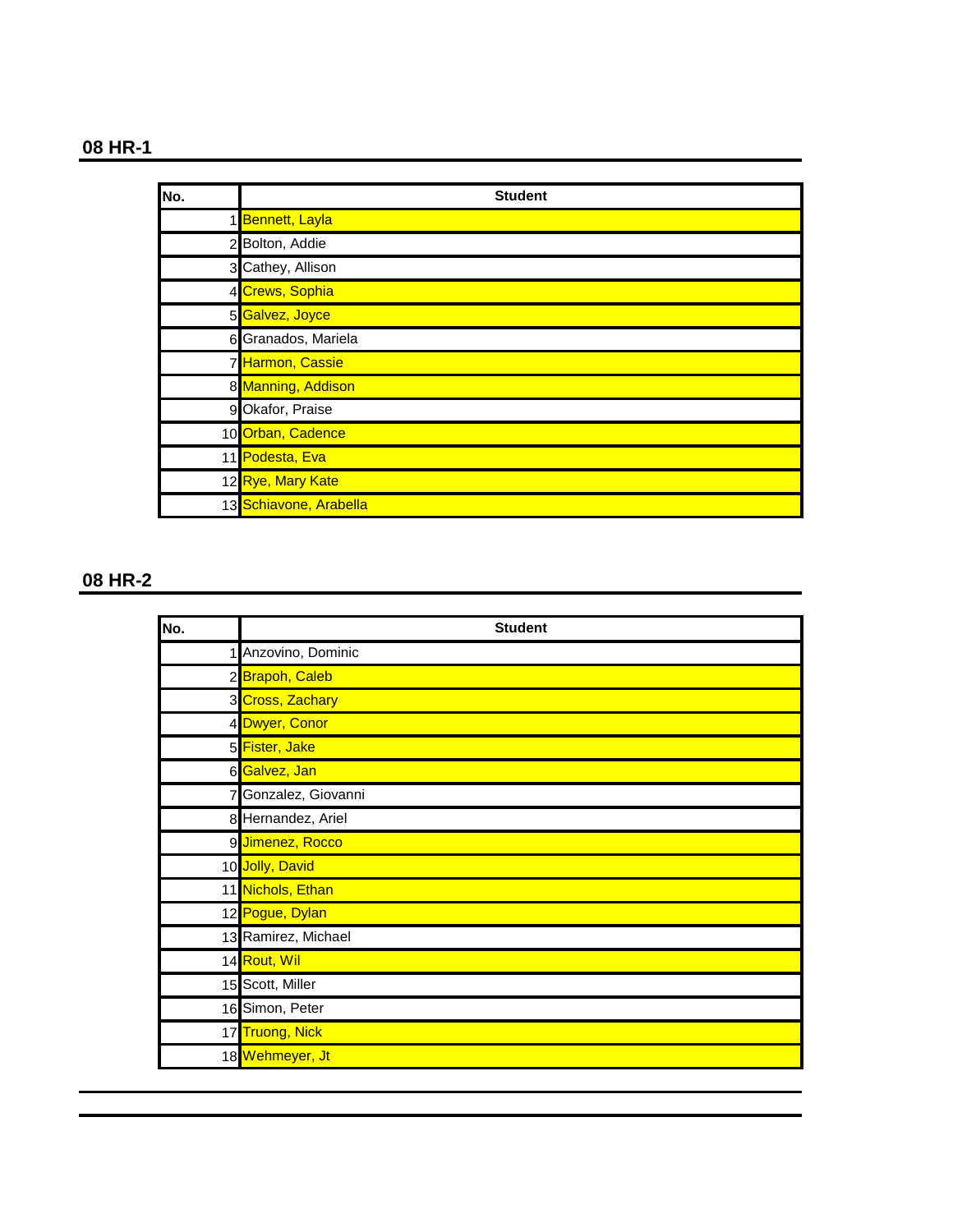## 08 HR-1

| No. | Student |
|---|---|
| 1 | Bennett, Layla |
| 2 | Bolton, Addie |
| 3 | Cathey, Allison |
| 4 | Crews, Sophia |
| 5 | Galvez, Joyce |
| 6 | Granados, Mariela |
| 7 | Harmon, Cassie |
| 8 | Manning, Addison |
| 9 | Okafor, Praise |
| 10 | Orban, Cadence |
| 11 | Podesta, Eva |
| 12 | Rye, Mary Kate |
| 13 | Schiavone, Arabella |

## 08 HR-2

| No. | Student |
|---|---|
| 1 | Anzovino, Dominic |
| 2 | Brapoh, Caleb |
| 3 | Cross, Zachary |
| 4 | Dwyer, Conor |
| 5 | Fister, Jake |
| 6 | Galvez, Jan |
| 7 | Gonzalez, Giovanni |
| 8 | Hernandez, Ariel |
| 9 | Jimenez, Rocco |
| 10 | Jolly, David |
| 11 | Nichols, Ethan |
| 12 | Pogue, Dylan |
| 13 | Ramirez, Michael |
| 14 | Rout, Wil |
| 15 | Scott, Miller |
| 16 | Simon, Peter |
| 17 | Truong, Nick |
| 18 | Wehmeyer, Jt |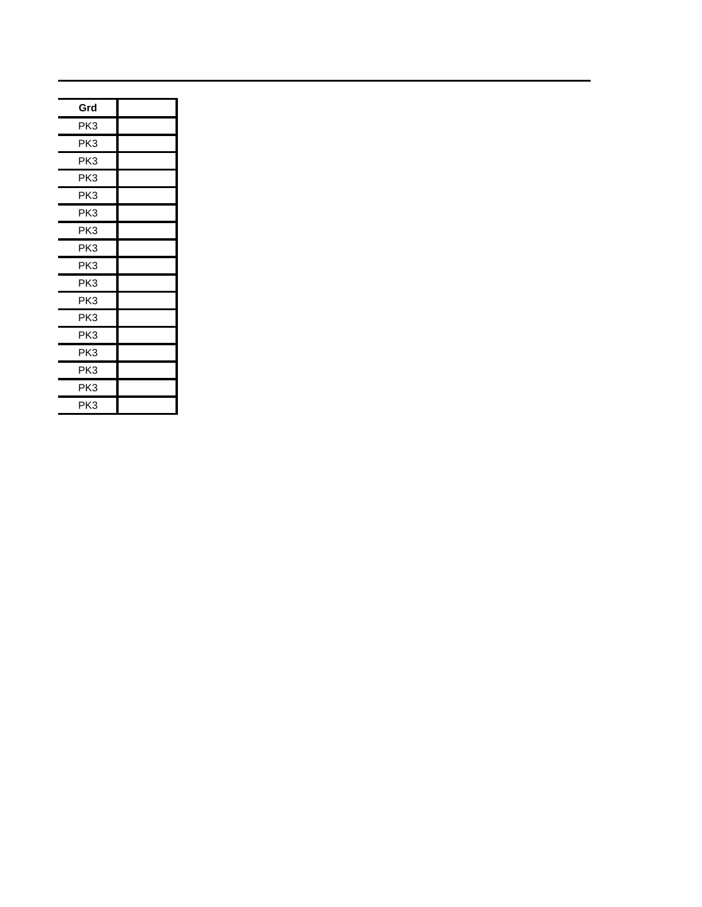| Grd | |
|---|---|
| PK3 | |
| PK3 | |
| PK3 | |
| PK3 | |
| PK3 | |
| PK3 | |
| PK3 | |
| PK3 | |
| PK3 | |
| PK3 | |
| PK3 | |
| PK3 | |
| PK3 | |
| PK3 | |
| PK3 | |
| PK3 | |
| PK3 | |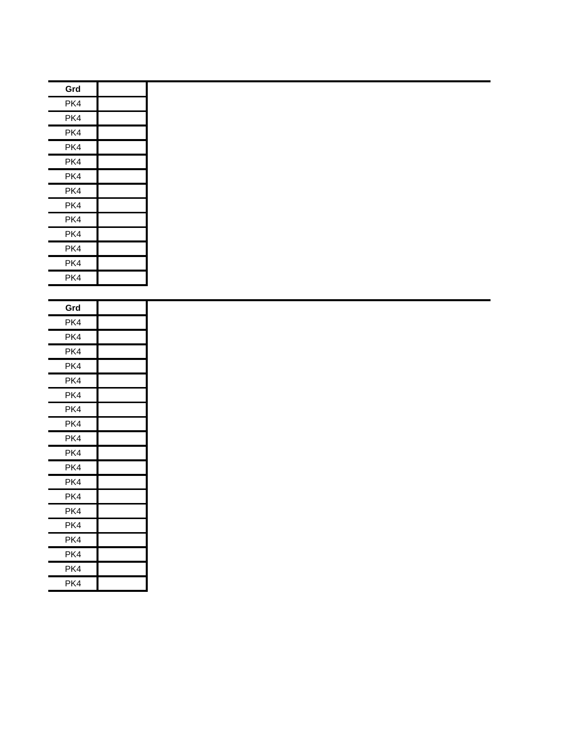| Grd | |
|---|---|
| PK4 | |
| PK4 | |
| PK4 | |
| PK4 | |
| PK4 | |
| PK4 | |
| PK4 | |
| PK4 | |
| PK4 | |
| PK4 | |
| PK4 | |
| PK4 | |
| PK4 | |

| Grd | |
|---|---|
| PK4 | |
| PK4 | |
| PK4 | |
| PK4 | |
| PK4 | |
| PK4 | |
| PK4 | |
| PK4 | |
| PK4 | |
| PK4 | |
| PK4 | |
| PK4 | |
| PK4 | |
| PK4 | |
| PK4 | |
| PK4 | |
| PK4 | |
| PK4 | |
| PK4 | |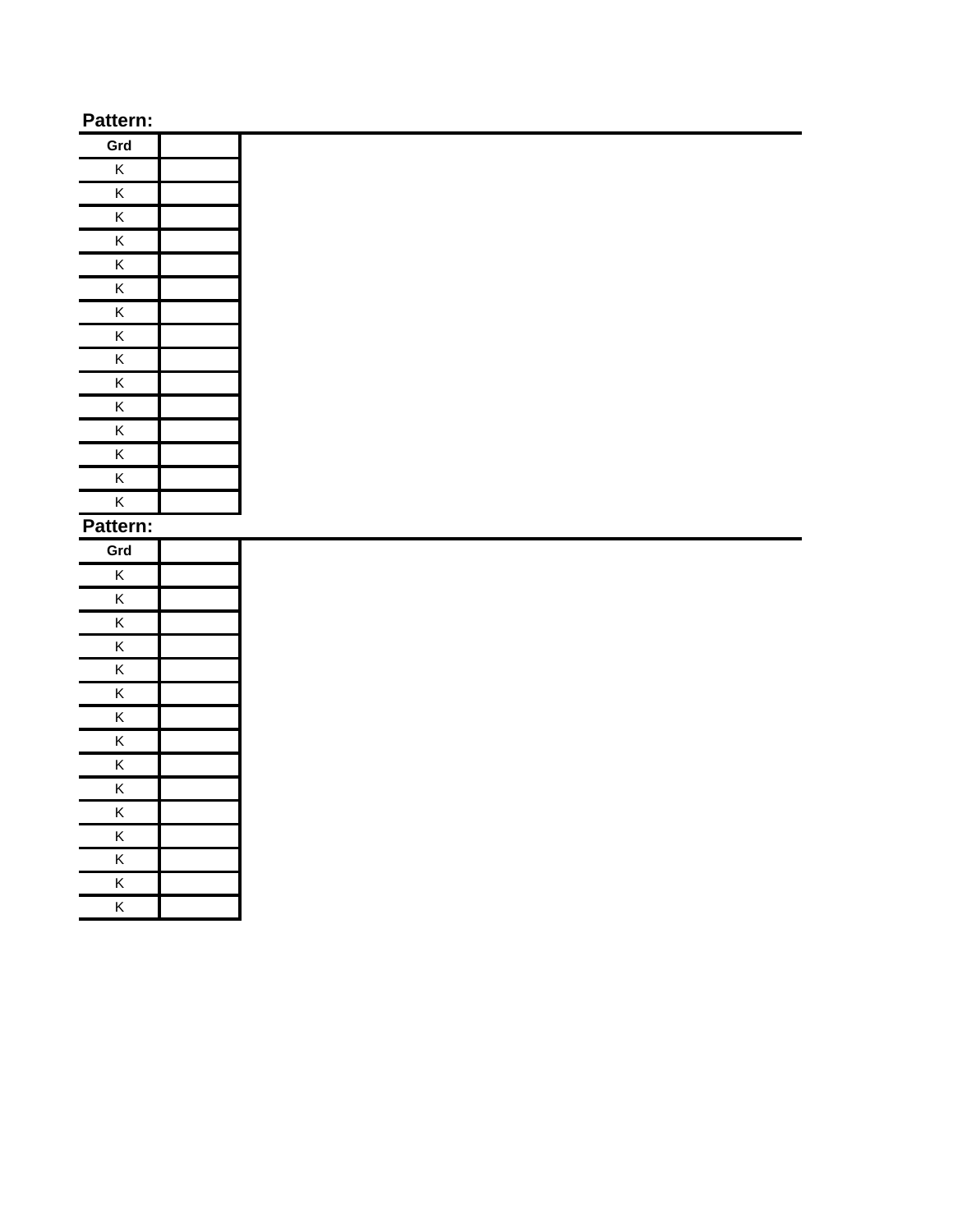**Pattern:**

| Grd | |
|---|---|
| K | |
| K | |
| K | |
| K | |
| K | |
| K | |
| K | |
| K | |
| K | |
| K | |
| K | |
| K | |
| K | |
| K | |
| K | |

**Pattern:**

| Grd | |
|---|---|
| K | |
| K | |
| K | |
| K | |
| K | |
| K | |
| K | |
| K | |
| K | |
| K | |
| K | |
| K | |
| K | |
| K | |
| K | |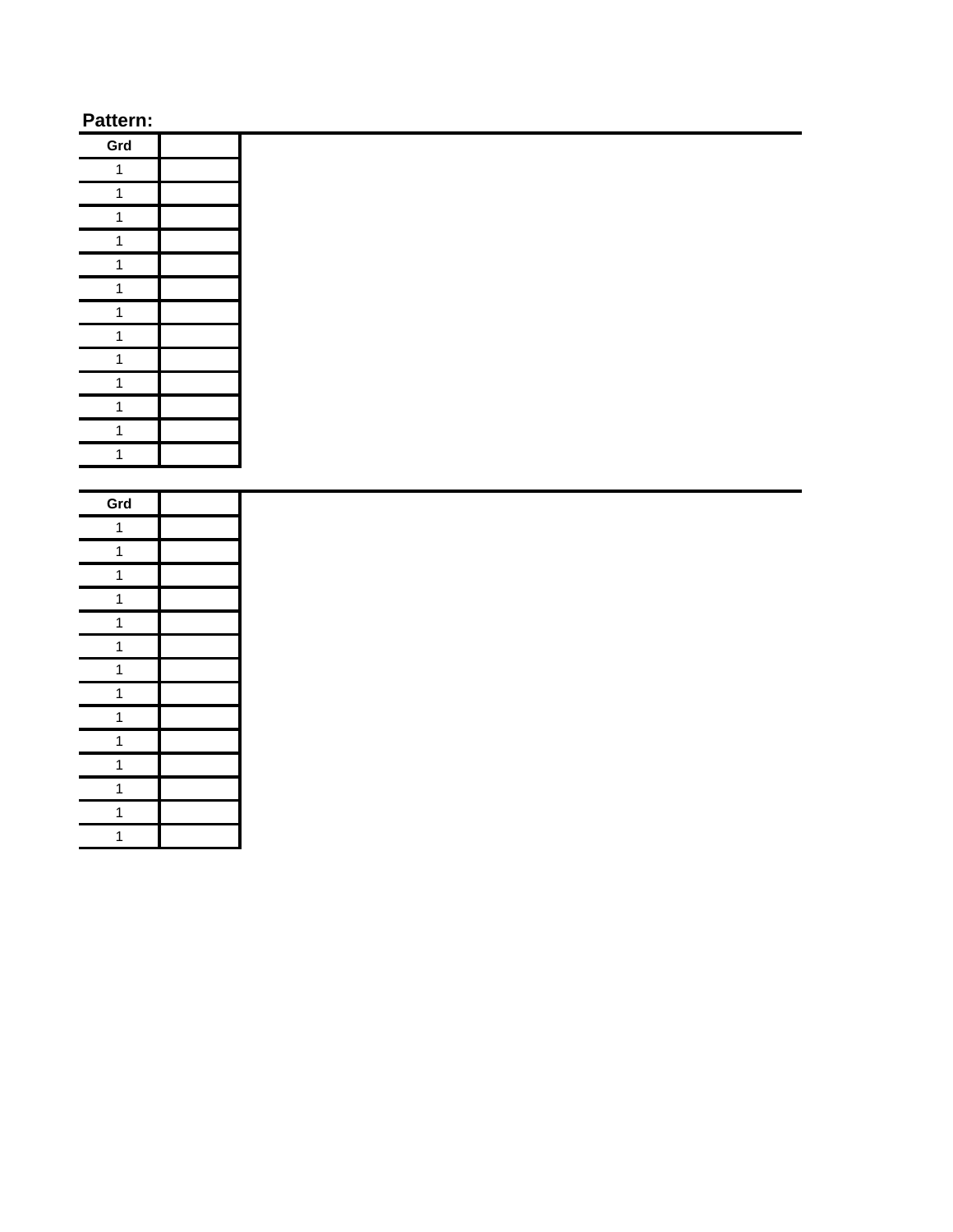**Pattern:**

| Grd | |
|---|---|
| 1 | |
| 1 | |
| 1 | |
| 1 | |
| 1 | |
| 1 | |
| 1 | |
| 1 | |
| 1 | |
| 1 | |
| 1 | |
| 1 | |
| 1 | |

| Grd | |
|---|---|
| 1 | |
| 1 | |
| 1 | |
| 1 | |
| 1 | |
| 1 | |
| 1 | |
| 1 | |
| 1 | |
| 1 | |
| 1 | |
| 1 | |
| 1 | |
| 1 | |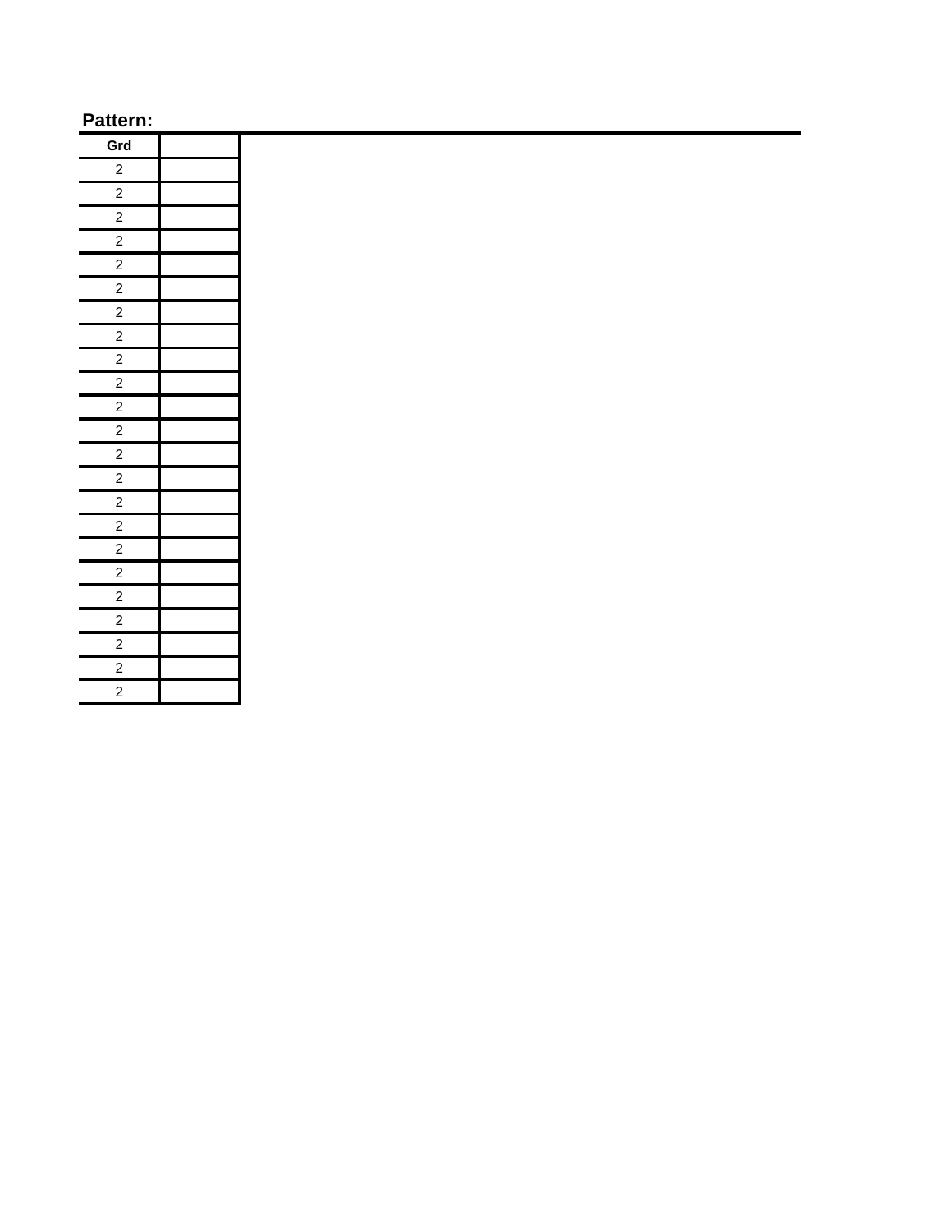**Pattern:**

| Grd | |
|---|---|
| 2 | |
| 2 | |
| 2 | |
| 2 | |
| 2 | |
| 2 | |
| 2 | |
| 2 | |
| 2 | |
| 2 | |
| 2 | |
| 2 | |
| 2 | |
| 2 | |
| 2 | |
| 2 | |
| 2 | |
| 2 | |
| 2 | |
| 2 | |
| 2 | |
| 2 | |
| 2 | |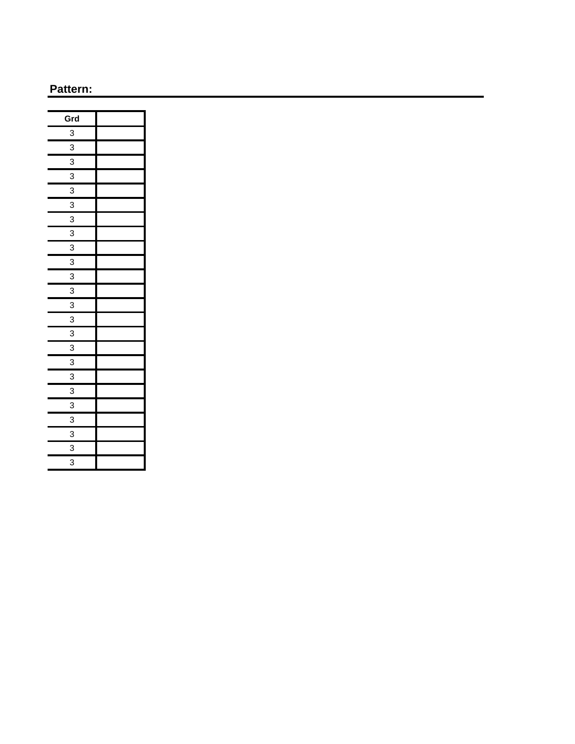**Pattern:**

| Grd | |
|---|---|
| 3 | |
| 3 | |
| 3 | |
| 3 | |
| 3 | |
| 3 | |
| 3 | |
| 3 | |
| 3 | |
| 3 | |
| 3 | |
| 3 | |
| 3 | |
| 3 | |
| 3 | |
| 3 | |
| 3 | |
| 3 | |
| 3 | |
| 3 | |
| 3 | |
| 3 | |
| 3 | |
| 3 | |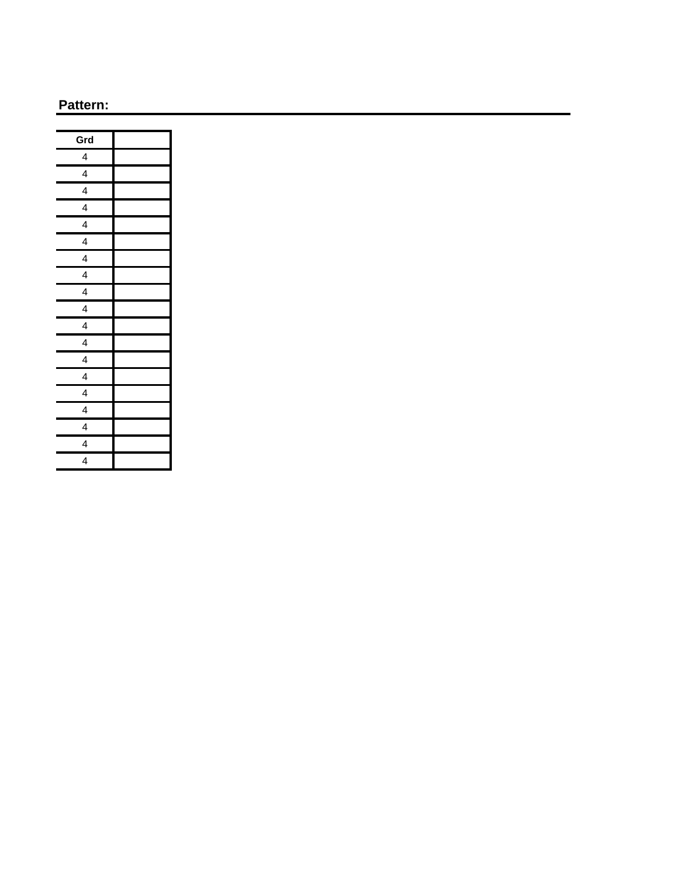**Pattern:**

| Grd | |
|---|---|
| 4 | |
| 4 | |
| 4 | |
| 4 | |
| 4 | |
| 4 | |
| 4 | |
| 4 | |
| 4 | |
| 4 | |
| 4 | |
| 4 | |
| 4 | |
| 4 | |
| 4 | |
| 4 | |
| 4 | |
| 4 | |
| 4 | |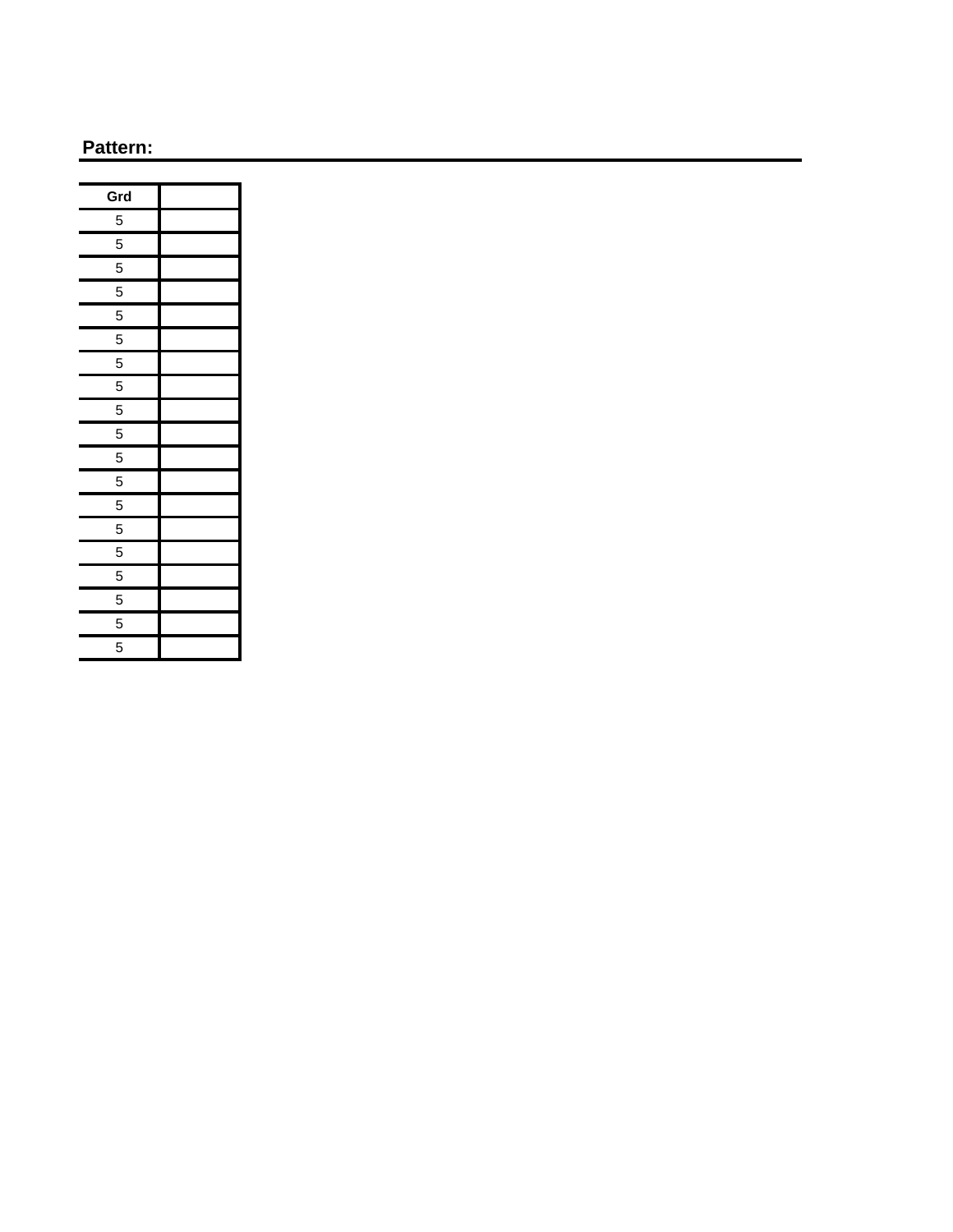**Pattern:**

| Grd | |
|---|---|
| 5 | |
| 5 | |
| 5 | |
| 5 | |
| 5 | |
| 5 | |
| 5 | |
| 5 | |
| 5 | |
| 5 | |
| 5 | |
| 5 | |
| 5 | |
| 5 | |
| 5 | |
| 5 | |
| 5 | |
| 5 | |
| 5 | |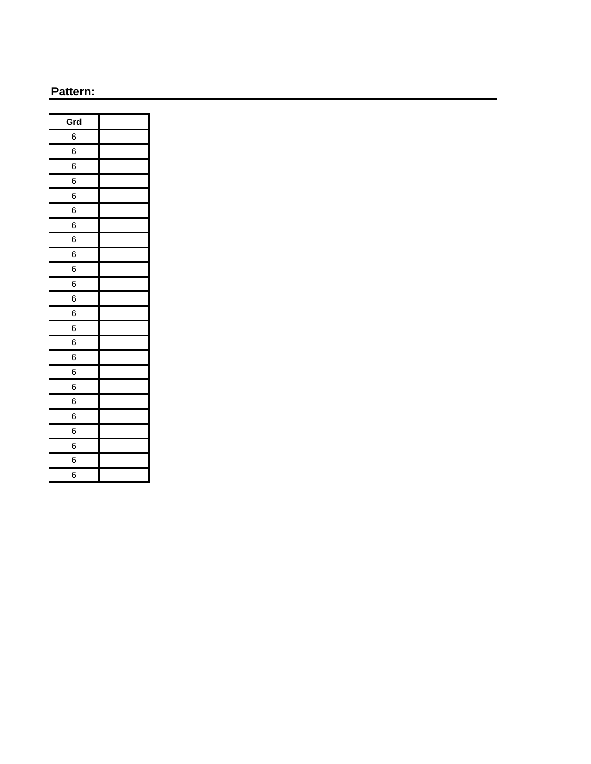**Pattern:**

| Grd | |
|---|---|
| 6 | |
| 6 | |
| 6 | |
| 6 | |
| 6 | |
| 6 | |
| 6 | |
| 6 | |
| 6 | |
| 6 | |
| 6 | |
| 6 | |
| 6 | |
| 6 | |
| 6 | |
| 6 | |
| 6 | |
| 6 | |
| 6 | |
| 6 | |
| 6 | |
| 6 | |
| 6 | |
| 6 | |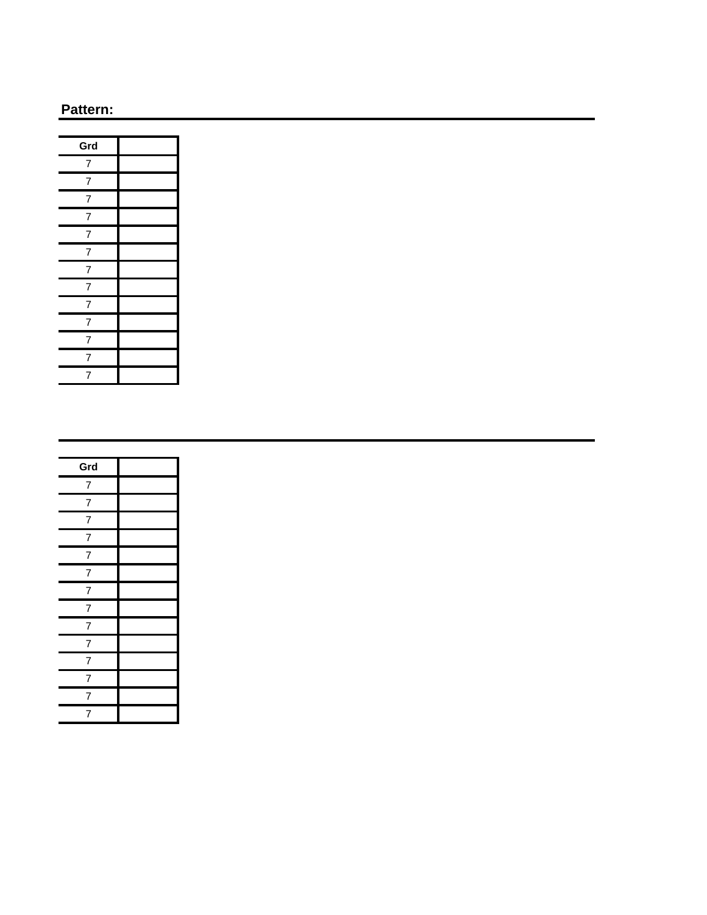**Pattern:**

| Grd | |
|---|---|
| 7 | |
| 7 | |
| 7 | |
| 7 | |
| 7 | |
| 7 | |
| 7 | |
| 7 | |
| 7 | |
| 7 | |
| 7 | |
| 7 | |
| 7 | |

---

| Grd | |
|---|---|
| 7 | |
| 7 | |
| 7 | |
| 7 | |
| 7 | |
| 7 | |
| 7 | |
| 7 | |
| 7 | |
| 7 | |
| 7 | |
| 7 | |
| 7 | |
| 7 | |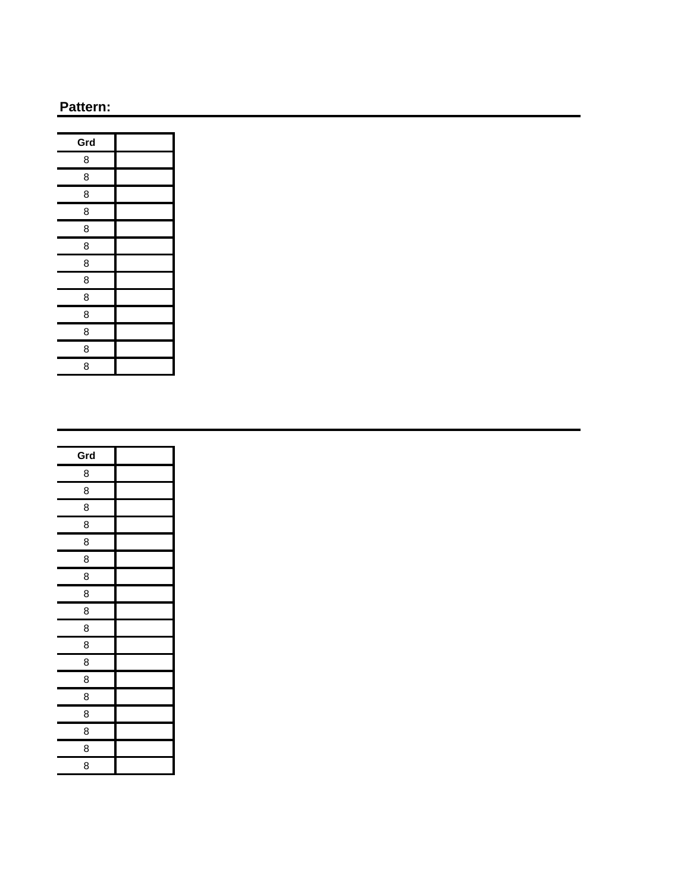**Pattern:**

| Grd | |
|---|---|
| 8 | |
| 8 | |
| 8 | |
| 8 | |
| 8 | |
| 8 | |
| 8 | |
| 8 | |
| 8 | |
| 8 | |
| 8 | |
| 8 | |
| 8 | |

| Grd | |
|---|---|
| 8 | |
| 8 | |
| 8 | |
| 8 | |
| 8 | |
| 8 | |
| 8 | |
| 8 | |
| 8 | |
| 8 | |
| 8 | |
| 8 | |
| 8 | |
| 8 | |
| 8 | |
| 8 | |
| 8 | |
| 8 | |